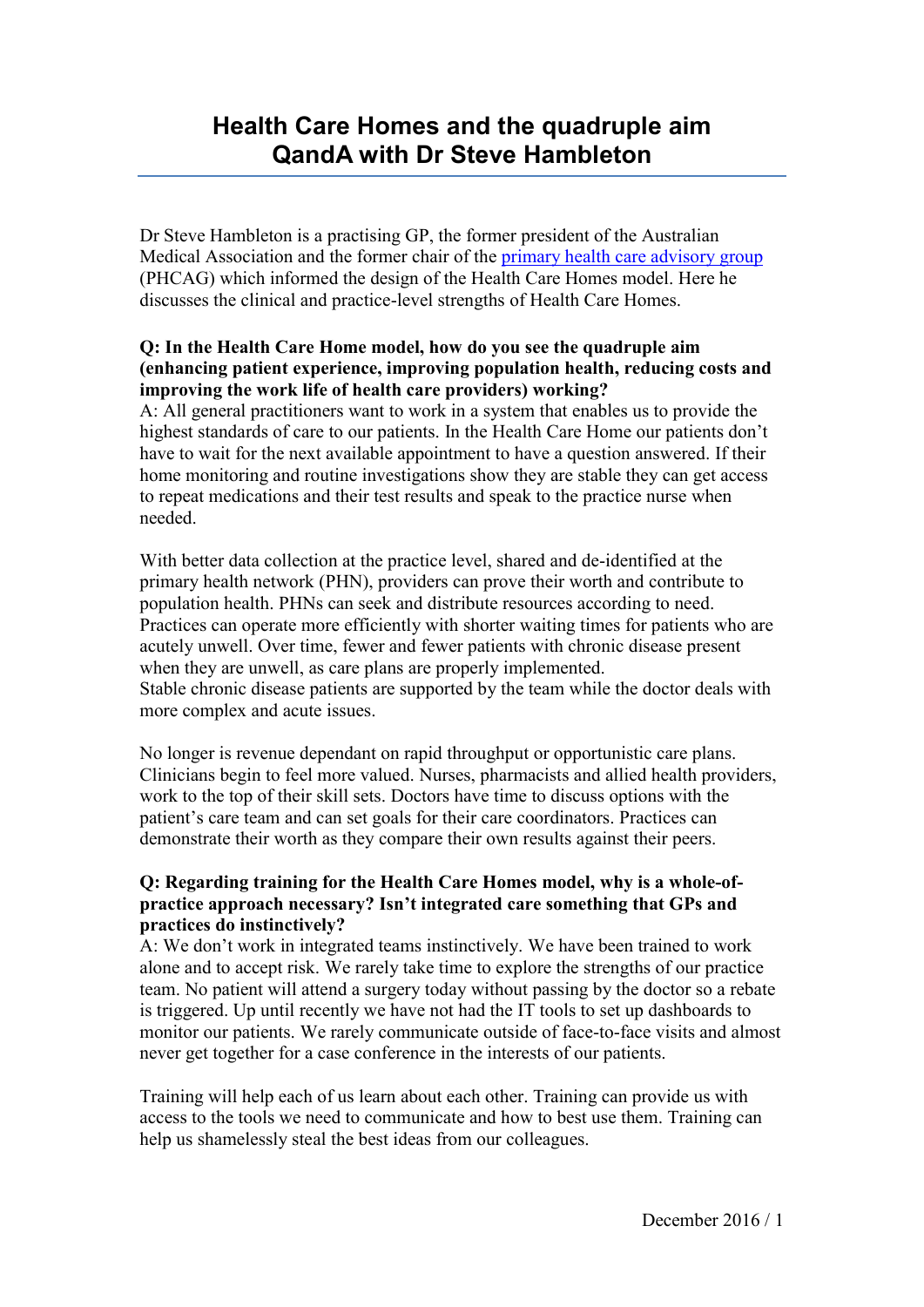# Health Care Homes and the quadruple aim
# QandA with Dr Steve Hambleton

Dr Steve Hambleton is a practising GP, the former president of the Australian Medical Association and the former chair of the primary health care advisory group (PHCAG) which informed the design of the Health Care Homes model. Here he discusses the clinical and practice-level strengths of Health Care Homes.

**Q: In the Health Care Home model, how do you see the quadruple aim (enhancing patient experience, improving population health, reducing costs and improving the work life of health care providers) working?**

A: All general practitioners want to work in a system that enables us to provide the highest standards of care to our patients. In the Health Care Home our patients don't have to wait for the next available appointment to have a question answered. If their home monitoring and routine investigations show they are stable they can get access to repeat medications and their test results and speak to the practice nurse when needed.

With better data collection at the practice level, shared and de-identified at the primary health network (PHN), providers can prove their worth and contribute to population health. PHNs can seek and distribute resources according to need. Practices can operate more efficiently with shorter waiting times for patients who are acutely unwell. Over time, fewer and fewer patients with chronic disease present when they are unwell, as care plans are properly implemented.
Stable chronic disease patients are supported by the team while the doctor deals with more complex and acute issues.

No longer is revenue dependant on rapid throughput or opportunistic care plans. Clinicians begin to feel more valued. Nurses, pharmacists and allied health providers, work to the top of their skill sets. Doctors have time to discuss options with the patient's care team and can set goals for their care coordinators. Practices can demonstrate their worth as they compare their own results against their peers.

**Q: Regarding training for the Health Care Homes model, why is a whole-of-practice approach necessary? Isn't integrated care something that GPs and practices do instinctively?**

A: We don't work in integrated teams instinctively. We have been trained to work alone and to accept risk. We rarely take time to explore the strengths of our practice team. No patient will attend a surgery today without passing by the doctor so a rebate is triggered. Up until recently we have not had the IT tools to set up dashboards to monitor our patients. We rarely communicate outside of face-to-face visits and almost never get together for a case conference in the interests of our patients.

Training will help each of us learn about each other. Training can provide us with access to the tools we need to communicate and how to best use them. Training can help us shamelessly steal the best ideas from our colleagues.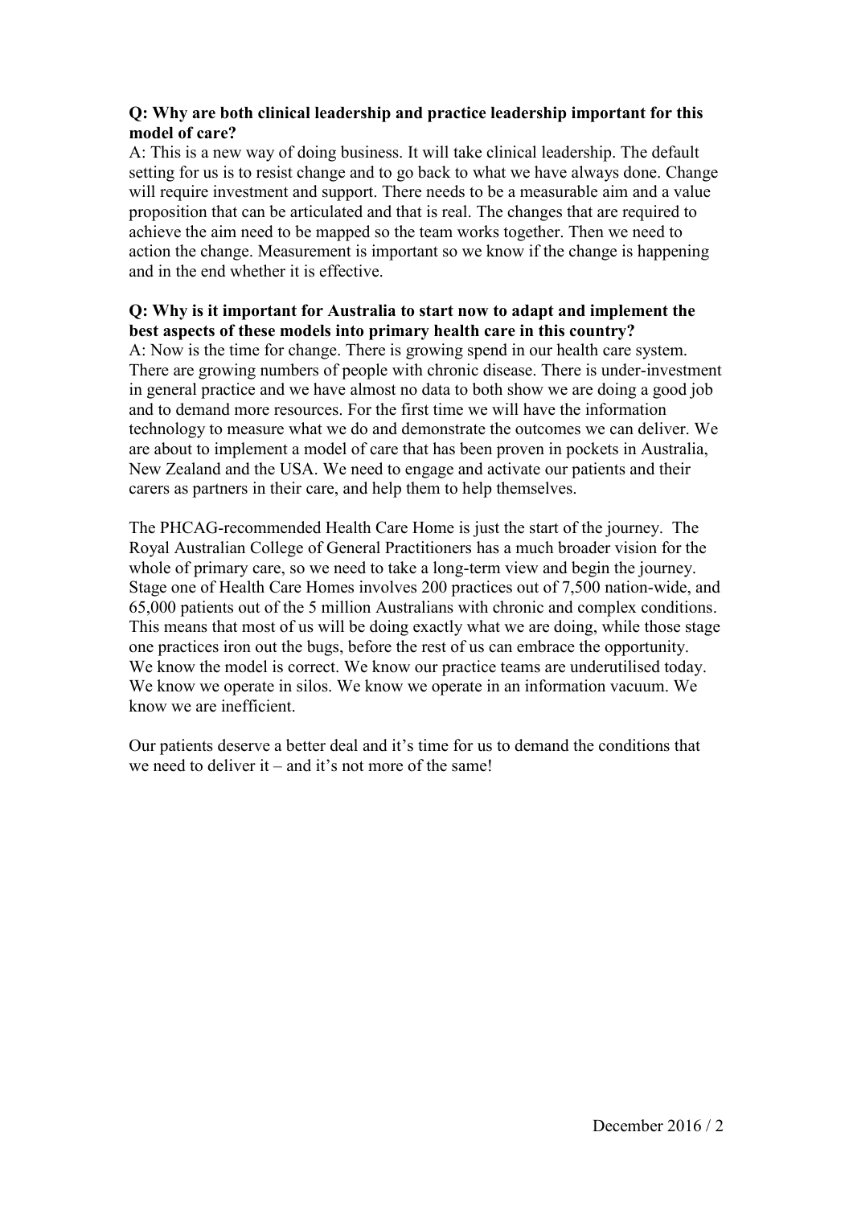**Q: Why are both clinical leadership and practice leadership important for this model of care?**

A: This is a new way of doing business. It will take clinical leadership. The default setting for us is to resist change and to go back to what we have always done. Change will require investment and support. There needs to be a measurable aim and a value proposition that can be articulated and that is real. The changes that are required to achieve the aim need to be mapped so the team works together. Then we need to action the change. Measurement is important so we know if the change is happening and in the end whether it is effective.

**Q: Why is it important for Australia to start now to adapt and implement the best aspects of these models into primary health care in this country?**

A: Now is the time for change. There is growing spend in our health care system. There are growing numbers of people with chronic disease. There is under-investment in general practice and we have almost no data to both show we are doing a good job and to demand more resources. For the first time we will have the information technology to measure what we do and demonstrate the outcomes we can deliver. We are about to implement a model of care that has been proven in pockets in Australia, New Zealand and the USA. We need to engage and activate our patients and their carers as partners in their care, and help them to help themselves.

The PHCAG-recommended Health Care Home is just the start of the journey. The Royal Australian College of General Practitioners has a much broader vision for the whole of primary care, so we need to take a long-term view and begin the journey. Stage one of Health Care Homes involves 200 practices out of 7,500 nation-wide, and 65,000 patients out of the 5 million Australians with chronic and complex conditions. This means that most of us will be doing exactly what we are doing, while those stage one practices iron out the bugs, before the rest of us can embrace the opportunity. We know the model is correct. We know our practice teams are underutilised today. We know we operate in silos. We know we operate in an information vacuum. We know we are inefficient.

Our patients deserve a better deal and it's time for us to demand the conditions that we need to deliver it – and it's not more of the same!